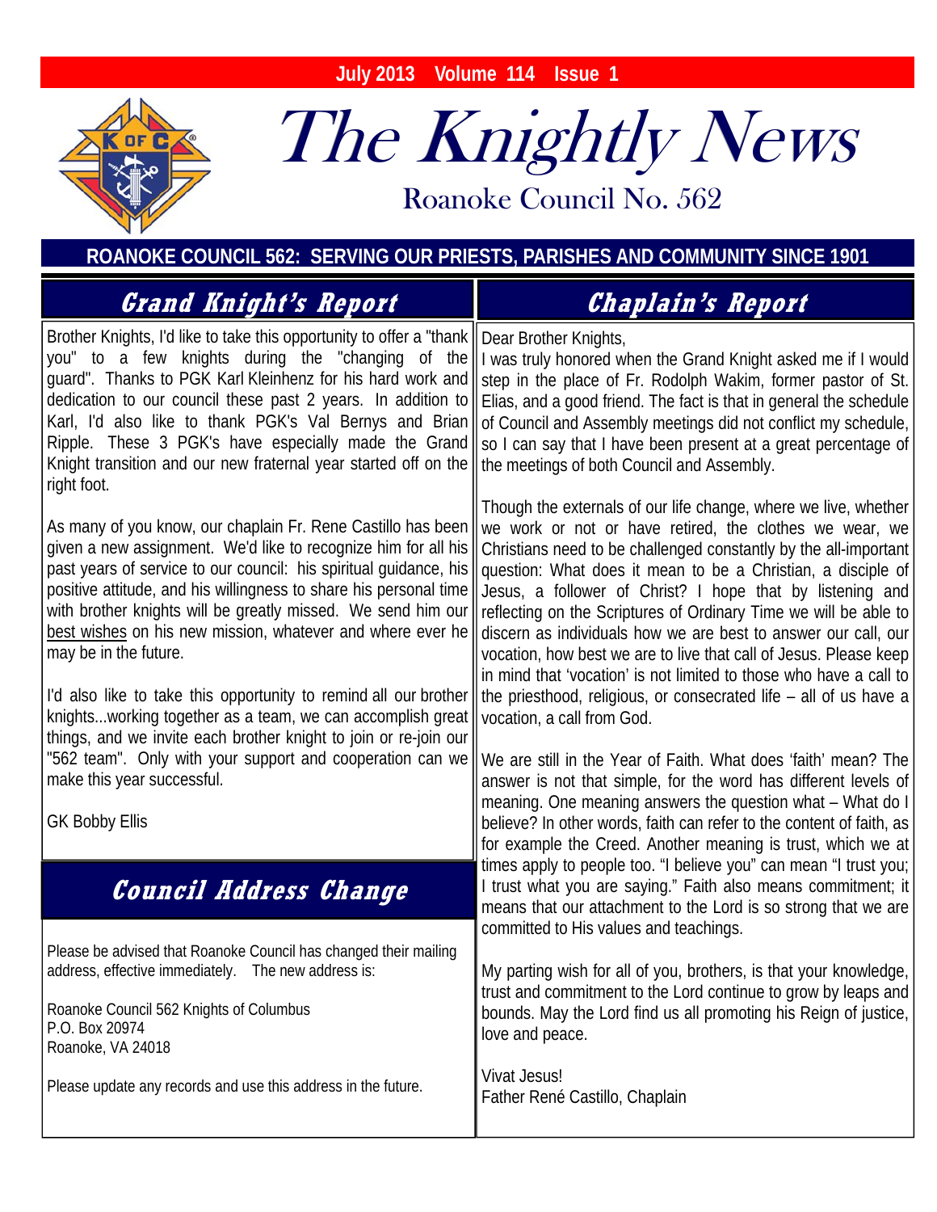July 2013 Volume 114 Issue 1

# The Knightly News

Roanoke Council No. 562

**ROANOKE COUNCIL 562: SERVING OUR PRIESTS, PARISHES AND COMMUNITY SINCE 1901**

## Grand Knight's Report

Brother Knights, I'd like to take this opportunity to offer a "thank you" to a few knights during the "changing of the guard". Thanks to PGK Karl Kleinhenz for his hard work and dedication to our council these past 2 years. In addition to Karl, I'd also like to thank PGK's Val Bernys and Brian Ripple. These 3 PGK's have especially made the Grand Knight transition and our new fraternal year started off on the right foot.

As many of you know, our chaplain Fr. Rene Castillo has been given a new assignment. We'd like to recognize him for all his past years of service to our council: his spiritual guidance, his positive attitude, and his willingness to share his personal time with brother knights will be greatly missed. We send him our best wishes on his new mission, whatever and where ever he may be in the future.

I'd also like to take this opportunity to remind all our brother knights...working together as a team, we can accomplish great things, and we invite each brother knight to join or re-join our "562 team". Only with your support and cooperation can we make this year successful.

GK Bobby Ellis

## Council Address Change

Please be advised that Roanoke Council has changed their mailing address, effective immediately. The new address is:

Roanoke Council 562 Knights of Columbus
P.O. Box 20974
Roanoke, VA 24018

Please update any records and use this address in the future.

## Chaplain's Report

Dear Brother Knights,
I was truly honored when the Grand Knight asked me if I would step in the place of Fr. Rodolph Wakim, former pastor of St. Elias, and a good friend. The fact is that in general the schedule of Council and Assembly meetings did not conflict my schedule, so I can say that I have been present at a great percentage of the meetings of both Council and Assembly.

Though the externals of our life change, where we live, whether we work or not or have retired, the clothes we wear, we Christians need to be challenged constantly by the all-important question: What does it mean to be a Christian, a disciple of Jesus, a follower of Christ? I hope that by listening and reflecting on the Scriptures of Ordinary Time we will be able to discern as individuals how we are best to answer our call, our vocation, how best we are to live that call of Jesus. Please keep in mind that 'vocation' is not limited to those who have a call to the priesthood, religious, or consecrated life – all of us have a vocation, a call from God.

We are still in the Year of Faith. What does 'faith' mean? The answer is not that simple, for the word has different levels of meaning. One meaning answers the question what – What do I believe? In other words, faith can refer to the content of faith, as for example the Creed. Another meaning is trust, which we at times apply to people too. "I believe you" can mean "I trust you; I trust what you are saying." Faith also means commitment; it means that our attachment to the Lord is so strong that we are committed to His values and teachings.

My parting wish for all of you, brothers, is that your knowledge, trust and commitment to the Lord continue to grow by leaps and bounds. May the Lord find us all promoting his Reign of justice, love and peace.

Vivat Jesus!
Father René Castillo, Chaplain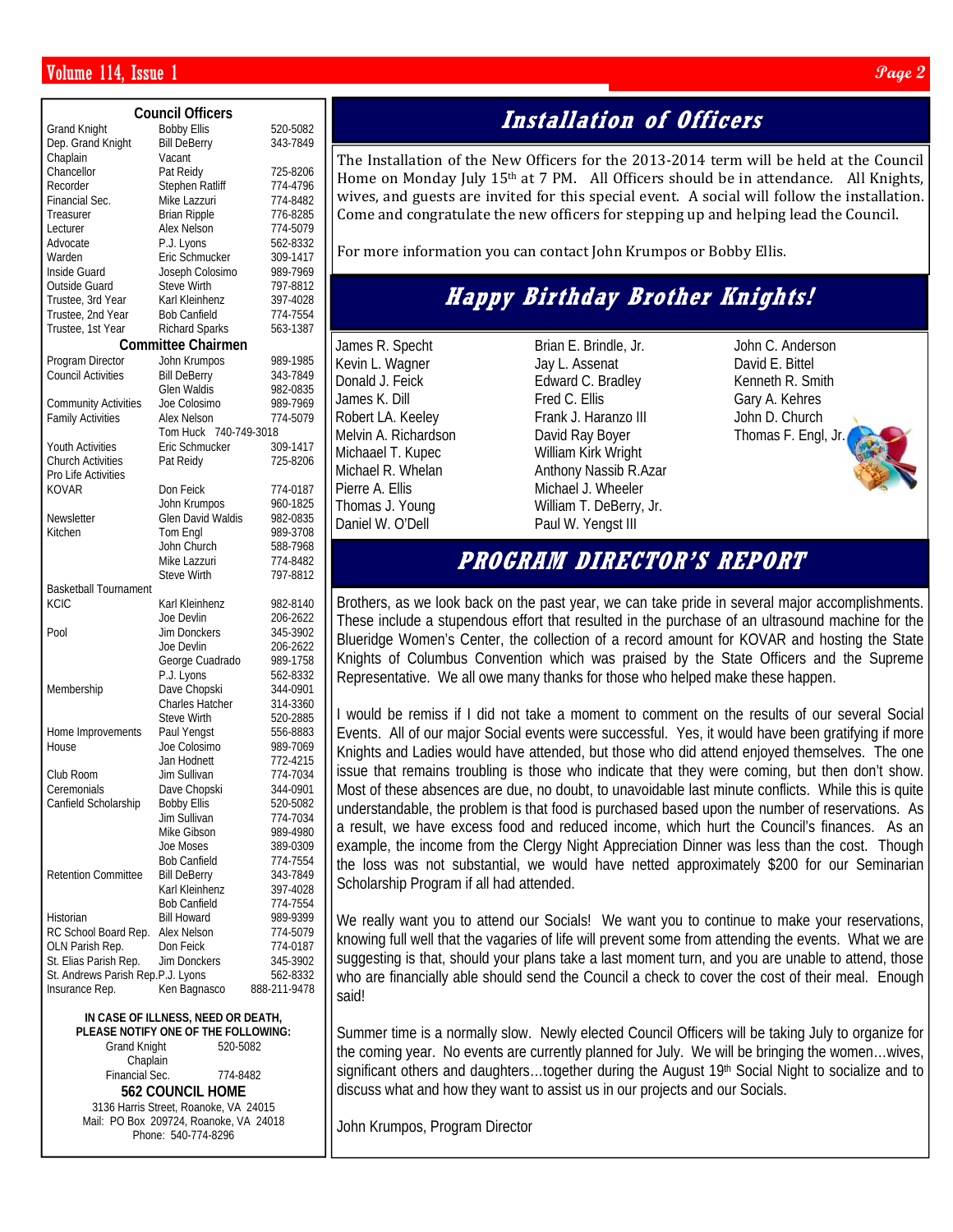## Council Officers

| | | |
|---|---|---|
| Grand Knight | Bobby Ellis | 520-5082 |
| Dep. Grand Knight | Bill DeBerry | 343-7849 |
| Chaplain | Vacant | |
| Chancellor | Pat Reidy | 725-8206 |
| Recorder | Stephen Ratliff | 774-4796 |
| Financial Sec. | Mike Lazzuri | 774-8482 |
| Treasurer | Brian Ripple | 776-8285 |
| Lecturer | Alex Nelson | 774-5079 |
| Advocate | P.J. Lyons | 562-8332 |
| Warden | Eric Schmucker | 309-1417 |
| Inside Guard | Joseph Colosimo | 989-7969 |
| Outside Guard | Steve Wirth | 797-8812 |
| Trustee, 3rd Year | Karl Kleinhenz | 397-4028 |
| Trustee, 2nd Year | Bob Canfield | 774-7554 |
| Trustee, 1st Year | Richard Sparks | 563-1387 |

## Committee Chairmen

| | | |
|---|---|---|
| Program Director | John Krumpos | 989-1985 |
| Council Activities | Bill DeBerry | 343-7849 |
| | Glen Waldis | 982-0835 |
| Community Activities | Joe Colosimo | 989-7969 |
| Family Activities | Alex Nelson | 774-5079 |
| | Tom Huck | 740-749-3018 |
| Youth Activities | Eric Schmucker | 309-1417 |
| Church Activities | Pat Reidy | 725-8206 |
| Pro Life Activities | | |
| KOVAR | Don Feick | 774-0187 |
| | John Krumpos | 960-1825 |
| Newsletter | Glen David Waldis | 982-0835 |
| Kitchen | Tom Engl | 989-3708 |
| | John Church | 588-7968 |
| | Mike Lazzuri | 774-8482 |
| | Steve Wirth | 797-8812 |
| Basketball Tournament | | |
| KCIC | Karl Kleinhenz | 982-8140 |
| | Joe Devlin | 206-2622 |
| Pool | Jim Donckers | 345-3902 |
| | Joe Devlin | 206-2622 |
| | George Cuadrado | 989-1758 |
| | P.J. Lyons | 562-8332 |
| Membership | Dave Chopski | 344-0901 |
| | Charles Hatcher | 314-3360 |
| | Steve Wirth | 520-2885 |
| Home Improvements | Paul Yengst | 556-8883 |
| House | Joe Colosimo | 989-7069 |
| | Jan Hodnett | 772-4215 |
| Club Room | Jim Sullivan | 774-7034 |
| Ceremonials | Dave Chopski | 344-0901 |
| Canfield Scholarship | Bobby Ellis | 520-5082 |
| | Jim Sullivan | 774-7034 |
| | Mike Gibson | 989-4980 |
| | Joe Moses | 389-0309 |
| | Bob Canfield | 774-7554 |
| Retention Committee | Bill DeBerry | 343-7849 |
| | Karl Kleinhenz | 397-4028 |
| | Bob Canfield | 774-7554 |
| Historian | Bill Howard | 989-9399 |
| RC School Board Rep. | Alex Nelson | 774-5079 |
| OLN Parish Rep. | Don Feick | 774-0187 |
| St. Elias Parish Rep. | Jim Donckers | 345-3902 |
| St. Andrews Parish Rep. | P.J. Lyons | 562-8332 |
| Insurance Rep. | Ken Bagnasco | 888-211-9478 |

**IN CASE OF ILLNESS, NEED OR DEATH, PLEASE NOTIFY ONE OF THE FOLLOWING:**

Grand Knight 520-5082
Chaplain
Financial Sec. 774-8482

**562 COUNCIL HOME**

3136 Harris Street, Roanoke, VA 24015
Mail: PO Box 209724, Roanoke, VA 24018
Phone: 540-774-8296

# Installation of Officers

The Installation of the New Officers for the 2013-2014 term will be held at the Council Home on Monday July 15th at 7 PM. All Officers should be in attendance. All Knights, wives, and guests are invited for this special event. A social will follow the installation. Come and congratulate the new officers for stepping up and helping lead the Council.

For more information you can contact John Krumpos or Bobby Ellis.

# Happy Birthday Brother Knights!

James R. Specht
Kevin L. Wagner
Donald J. Feick
James K. Dill
Robert LA. Keeley
Melvin A. Richardson
Michaael T. Kupec
Michael R. Whelan
Pierre A. Ellis
Thomas J. Young
Daniel W. O'Dell
Brian E. Brindle, Jr.
Jay L. Assenat
Edward C. Bradley
Fred C. Ellis
Frank J. Haranzo III
David Ray Boyer
William Kirk Wright
Anthony Nassib R.Azar
Michael J. Wheeler
William T. DeBerry, Jr.
Paul W. Yengst III
John C. Anderson
David E. Bittel
Kenneth R. Smith
Gary A. Kehres
John D. Church
Thomas F. Engl, Jr.

# PROGRAM DIRECTOR'S REPORT

Brothers, as we look back on the past year, we can take pride in several major accomplishments. These include a stupendous effort that resulted in the purchase of an ultrasound machine for the Blueridge Women's Center, the collection of a record amount for KOVAR and hosting the State Knights of Columbus Convention which was praised by the State Officers and the Supreme Representative. We all owe many thanks for those who helped make these happen.

I would be remiss if I did not take a moment to comment on the results of our several Social Events. All of our major Social events were successful. Yes, it would have been gratifying if more Knights and Ladies would have attended, but those who did attend enjoyed themselves. The one issue that remains troubling is those who indicate that they were coming, but then don't show. Most of these absences are due, no doubt, to unavoidable last minute conflicts. While this is quite understandable, the problem is that food is purchased based upon the number of reservations. As a result, we have excess food and reduced income, which hurt the Council's finances. As an example, the income from the Clergy Night Appreciation Dinner was less than the cost. Though the loss was not substantial, we would have netted approximately $200 for our Seminarian Scholarship Program if all had attended.

We really want you to attend our Socials! We want you to continue to make your reservations, knowing full well that the vagaries of life will prevent some from attending the events. What we are suggesting is that, should your plans take a last moment turn, and you are unable to attend, those who are financially able should send the Council a check to cover the cost of their meal. Enough said!

Summer time is a normally slow. Newly elected Council Officers will be taking July to organize for the coming year. No events are currently planned for July. We will be bringing the women…wives, significant others and daughters…together during the August 19th Social Night to socialize and to discuss what and how they want to assist us in our projects and our Socials.

John Krumpos, Program Director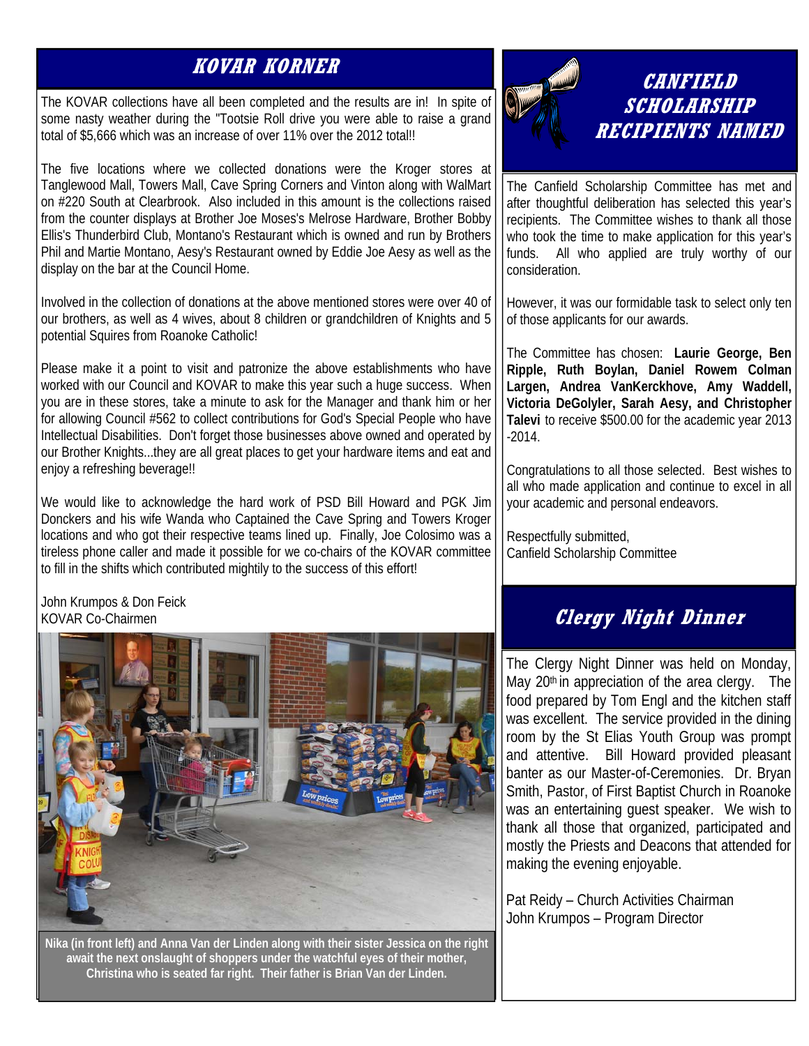## KOVAR KORNER

The KOVAR collections have all been completed and the results are in! In spite of some nasty weather during the "Tootsie Roll drive you were able to raise a grand total of $5,666 which was an increase of over 11% over the 2012 total!!

The five locations where we collected donations were the Kroger stores at Tanglewood Mall, Towers Mall, Cave Spring Corners and Vinton along with WalMart on #220 South at Clearbrook. Also included in this amount is the collections raised from the counter displays at Brother Joe Moses's Melrose Hardware, Brother Bobby Ellis's Thunderbird Club, Montano's Restaurant which is owned and run by Brothers Phil and Martie Montano, Aesy's Restaurant owned by Eddie Joe Aesy as well as the display on the bar at the Council Home.

Involved in the collection of donations at the above mentioned stores were over 40 of our brothers, as well as 4 wives, about 8 children or grandchildren of Knights and 5 potential Squires from Roanoke Catholic!

Please make it a point to visit and patronize the above establishments who have worked with our Council and KOVAR to make this year such a huge success. When you are in these stores, take a minute to ask for the Manager and thank him or her for allowing Council #562 to collect contributions for God's Special People who have Intellectual Disabilities. Don't forget those businesses above owned and operated by our Brother Knights...they are all great places to get your hardware items and eat and enjoy a refreshing beverage!!

We would like to acknowledge the hard work of PSD Bill Howard and PGK Jim Donckers and his wife Wanda who Captained the Cave Spring and Towers Kroger locations and who got their respective teams lined up. Finally, Joe Colosimo was a tireless phone caller and made it possible for we co-chairs of the KOVAR committee to fill in the shifts which contributed mightily to the success of this effort!

John Krumpos & Don Feick
KOVAR Co-Chairmen

**Nika (in front left) and Anna Van der Linden along with their sister Jessica on the right await the next onslaught of shoppers under the watchful eyes of their mother, Christina who is seated far right. Their father is Brian Van der Linden.**

## CANFIELD SCHOLARSHIP RECIPIENTS NAMED

The Canfield Scholarship Committee has met and after thoughtful deliberation has selected this year's recipients. The Committee wishes to thank all those who took the time to make application for this year's funds. All who applied are truly worthy of our consideration.

However, it was our formidable task to select only ten of those applicants for our awards.

The Committee has chosen: **Laurie George, Ben Ripple, Ruth Boylan, Daniel Rowem Colman Largen, Andrea VanKerckhove, Amy Waddell, Victoria DeGolyler, Sarah Aesy, and Christopher Talevi** to receive $500.00 for the academic year 2013 -2014.

Congratulations to all those selected. Best wishes to all who made application and continue to excel in all your academic and personal endeavors.

Respectfully submitted,
Canfield Scholarship Committee

## Clergy Night Dinner

The Clergy Night Dinner was held on Monday, May 20th in appreciation of the area clergy. The food prepared by Tom Engl and the kitchen staff was excellent. The service provided in the dining room by the St Elias Youth Group was prompt and attentive. Bill Howard provided pleasant banter as our Master-of-Ceremonies. Dr. Bryan Smith, Pastor, of First Baptist Church in Roanoke was an entertaining guest speaker. We wish to thank all those that organized, participated and mostly the Priests and Deacons that attended for making the evening enjoyable.

Pat Reidy – Church Activities Chairman
John Krumpos – Program Director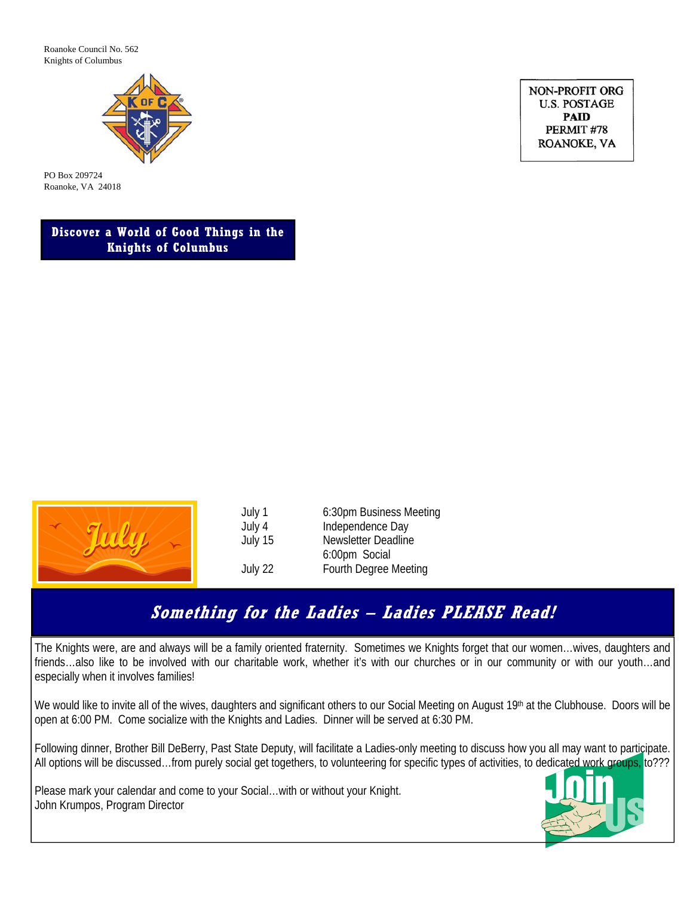Roanoke Council No. 562
Knights of Columbus

PO Box 209724
Roanoke, VA 24018

NON-PROFIT ORG
U.S. POSTAGE
**PAID**
PERMIT #78
ROANOKE, VA

**Discover a World of Good Things in the Knights of Columbus**

| | |
|---|---|
| July 1 | 6:30pm Business Meeting |
| July 4 | Independence Day |
| July 15 | Newsletter Deadline |
| | 6:00pm Social |
| July 22 | Fourth Degree Meeting |

## *Something for the Ladies – Ladies PLEASE Read!*

The Knights were, are and always will be a family oriented fraternity. Sometimes we Knights forget that our women…wives, daughters and friends…also like to be involved with our charitable work, whether it's with our churches or in our community or with our youth…and especially when it involves families!

We would like to invite all of the wives, daughters and significant others to our Social Meeting on August 19th at the Clubhouse. Doors will be open at 6:00 PM. Come socialize with the Knights and Ladies. Dinner will be served at 6:30 PM.

Following dinner, Brother Bill DeBerry, Past State Deputy, will facilitate a Ladies-only meeting to discuss how you all may want to participate. All options will be discussed…from purely social get togethers, to volunteering for specific types of activities, to dedicated work groups, to???

Please mark your calendar and come to your Social…with or without your Knight.
John Krumpos, Program Director